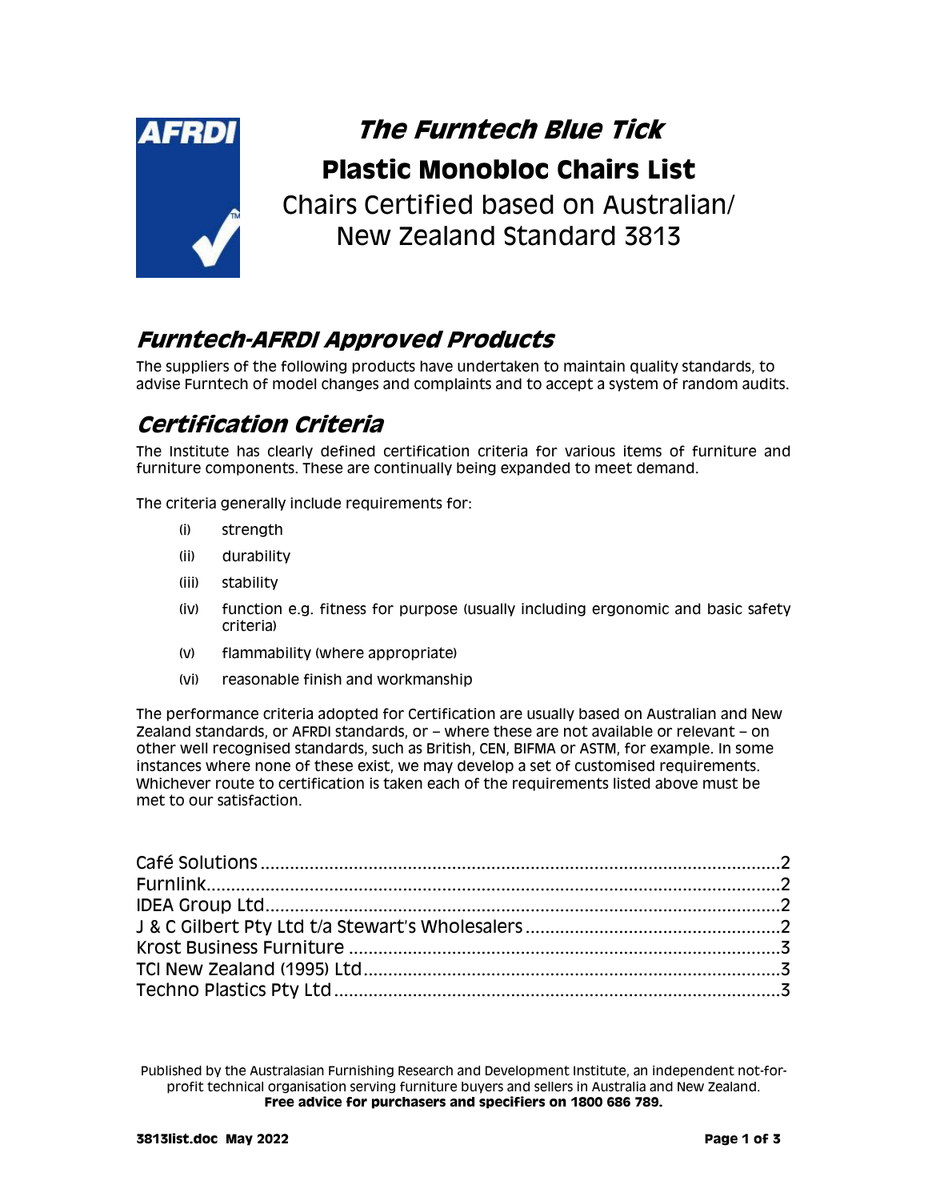# The Furntech Blue Tick

## Plastic Monobloc Chairs List

Chairs Certified based on Australian/ New Zealand Standard 3813

## Furntech-AFRDI Approved Products

The suppliers of the following products have undertaken to maintain quality standards, to advise Furntech of model changes and complaints and to accept a system of random audits.

## Certification Criteria

The Institute has clearly defined certification criteria for various items of furniture and furniture components. These are continually being expanded to meet demand.

The criteria generally include requirements for:

- (i) strength
- (ii) durability
- (iii) stability
- (iv) function e.g. fitness for purpose (usually including ergonomic and basic safety criteria)
- (v) flammability (where appropriate)
- (vi) reasonable finish and workmanship

The performance criteria adopted for Certification are usually based on Australian and New Zealand standards, or AFRDI standards, or – where these are not available or relevant – on other well recognised standards, such as British, CEN, BIFMA or ASTM, for example. In some instances where none of these exist, we may develop a set of customised requirements. Whichever route to certification is taken each of the requirements listed above must be met to our satisfaction.

Café Solutions ........ 2
Furnlink ........ 2
IDEA Group Ltd ........ 2
J & C Gilbert Pty Ltd t/a Stewart's Wholesalers ........ 2
Krost Business Furniture ........ 3
TCI New Zealand (1995) Ltd ........ 3
Techno Plastics Pty Ltd ........ 3

Published by the Australasian Furnishing Research and Development Institute, an independent not-for-profit technical organisation serving furniture buyers and sellers in Australia and New Zealand.
**Free advice for purchasers and specifiers on 1800 686 789.**

**3813list.doc May 2022**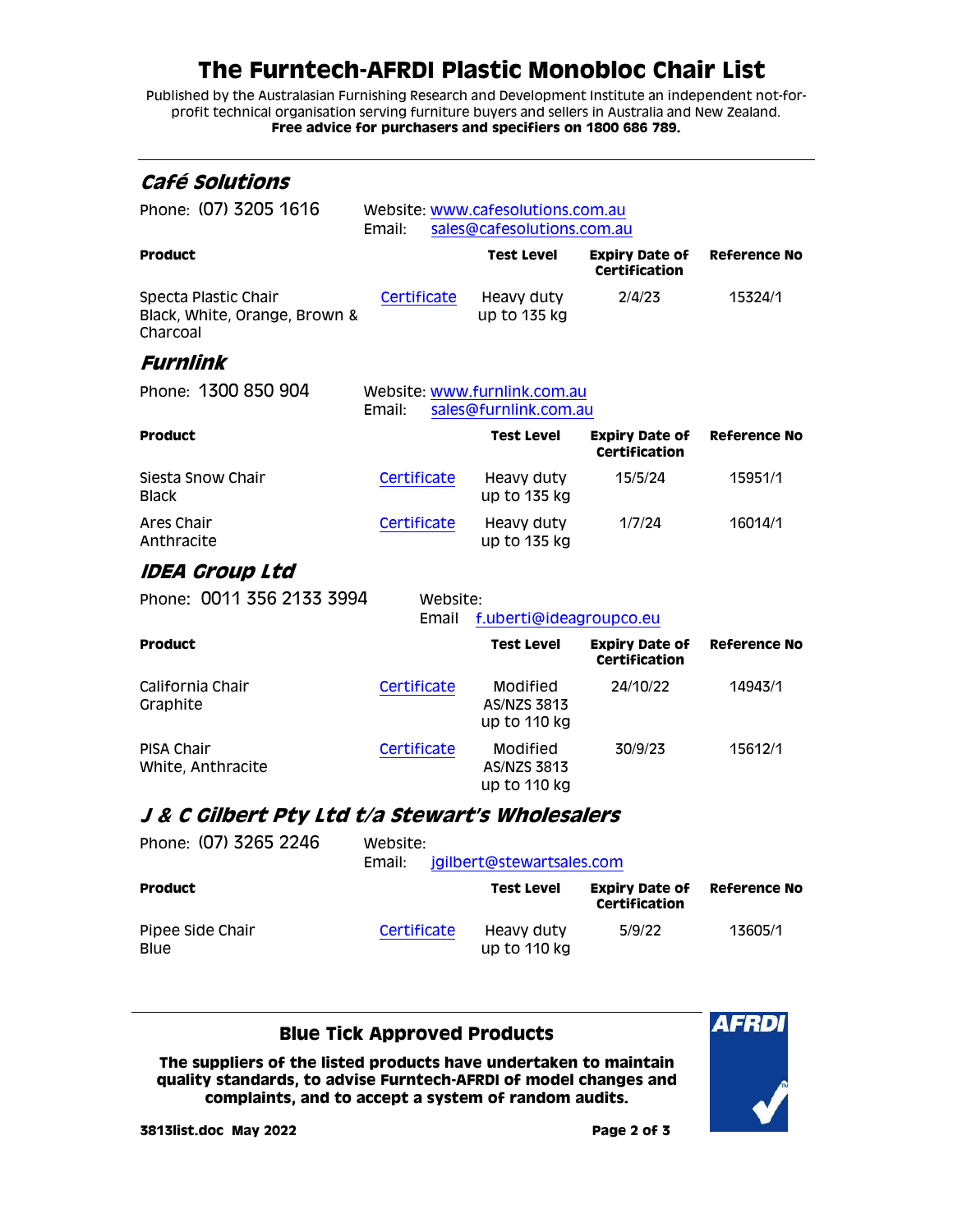# The Furntech-AFRDI Plastic Monobloc Chair List

Published by the Australasian Furnishing Research and Development Institute an independent not-for-profit technical organisation serving furniture buyers and sellers in Australia and New Zealand.
**Free advice for purchasers and specifiers on 1800 686 789.**

## *Café Solutions*

Phone: (07) 3205 1616
Website: www.cafesolutions.com.au
Email: sales@cafesolutions.com.au

| Product | | Test Level | Expiry Date of Certification | Reference No |
|---|---|---|---|---|
| Specta Plastic Chair<br>Black, White, Orange, Brown & Charcoal | Certificate | Heavy duty up to 135 kg | 2/4/23 | 15324/1 |

## *Furnlink*

Phone: 1300 850 904
Website: www.furnlink.com.au
Email: sales@furnlink.com.au

| Product | | Test Level | Expiry Date of Certification | Reference No |
|---|---|---|---|---|
| Siesta Snow Chair<br>Black | Certificate | Heavy duty up to 135 kg | 15/5/24 | 15951/1 |
| Ares Chair<br>Anthracite | Certificate | Heavy duty up to 135 kg | 1/7/24 | 16014/1 |

## *IDEA Group Ltd*

Phone: 0011 356 2133 3994
Website:
Email f.uberti@ideagroupco.eu

| Product | | Test Level | Expiry Date of Certification | Reference No |
|---|---|---|---|---|
| California Chair<br>Graphite | Certificate | Modified AS/NZS 3813 up to 110 kg | 24/10/22 | 14943/1 |
| PISA Chair<br>White, Anthracite | Certificate | Modified AS/NZS 3813 up to 110 kg | 30/9/23 | 15612/1 |

## *J & C Gilbert Pty Ltd t/a Stewart's Wholesalers*

Phone: (07) 3265 2246
Website:
Email: jgilbert@stewartsales.com

| Product | | Test Level | Expiry Date of Certification | Reference No |
|---|---|---|---|---|
| Pipee Side Chair<br>Blue | Certificate | Heavy duty up to 110 kg | 5/9/22 | 13605/1 |

### Blue Tick Approved Products

**The suppliers of the listed products have undertaken to maintain quality standards, to advise Furntech-AFRDI of model changes and complaints, and to accept a system of random audits.**

**3813list.doc May 2022**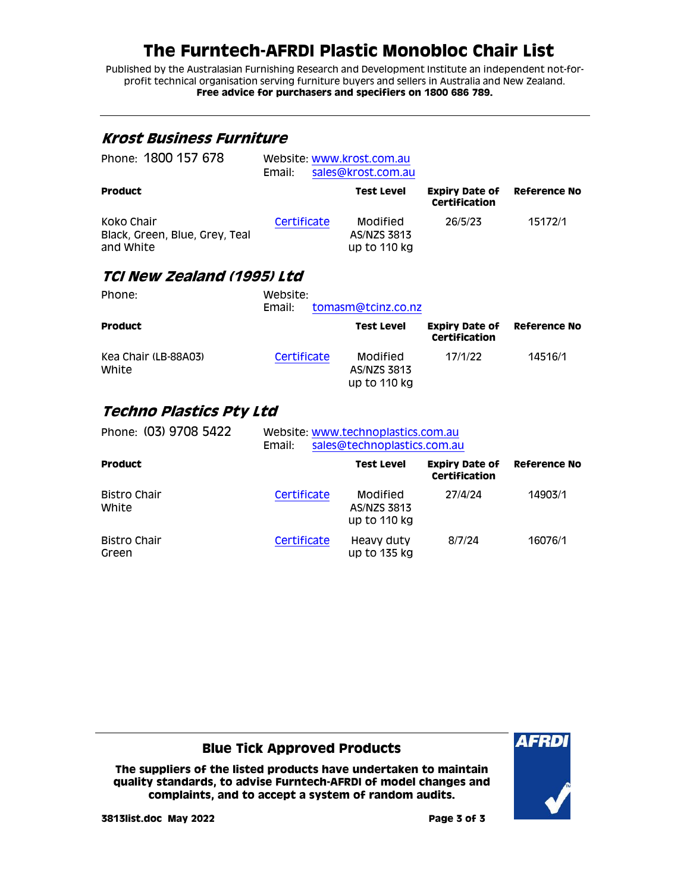# The Furntech-AFRDI Plastic Monobloc Chair List

Published by the Australasian Furnishing Research and Development Institute an independent not-for-profit technical organisation serving furniture buyers and sellers in Australia and New Zealand.
**Free advice for purchasers and specifiers on 1800 686 789.**

## *Krost Business Furniture*

Phone: 1800 157 678
Website: www.krost.com.au
Email: sales@krost.com.au

| Product | | Test Level | Expiry Date of Certification | Reference No |
|---|---|---|---|---|
| Koko Chair<br>Black, Green, Blue, Grey, Teal and White | Certificate | Modified AS/NZS 3813 up to 110 kg | 26/5/23 | 15172/1 |

## *TCI New Zealand (1995) Ltd*

Phone:
Website:
Email: tomasm@tcinz.co.nz

| Product | | Test Level | Expiry Date of Certification | Reference No |
|---|---|---|---|---|
| Kea Chair (LB-88A03)<br>White | Certificate | Modified AS/NZS 3813 up to 110 kg | 17/1/22 | 14516/1 |

## *Techno Plastics Pty Ltd*

Phone: (03) 9708 5422
Website: www.technoplastics.com.au
Email: sales@technoplastics.com.au

| Product | | Test Level | Expiry Date of Certification | Reference No |
|---|---|---|---|---|
| Bistro Chair<br>White | Certificate | Modified AS/NZS 3813 up to 110 kg | 27/4/24 | 14903/1 |
| Bistro Chair<br>Green | Certificate | Heavy duty up to 135 kg | 8/7/24 | 16076/1 |

**Blue Tick Approved Products**

**The suppliers of the listed products have undertaken to maintain quality standards, to advise Furntech-AFRDI of model changes and complaints, and to accept a system of random audits.**

**3813list.doc May 2022**